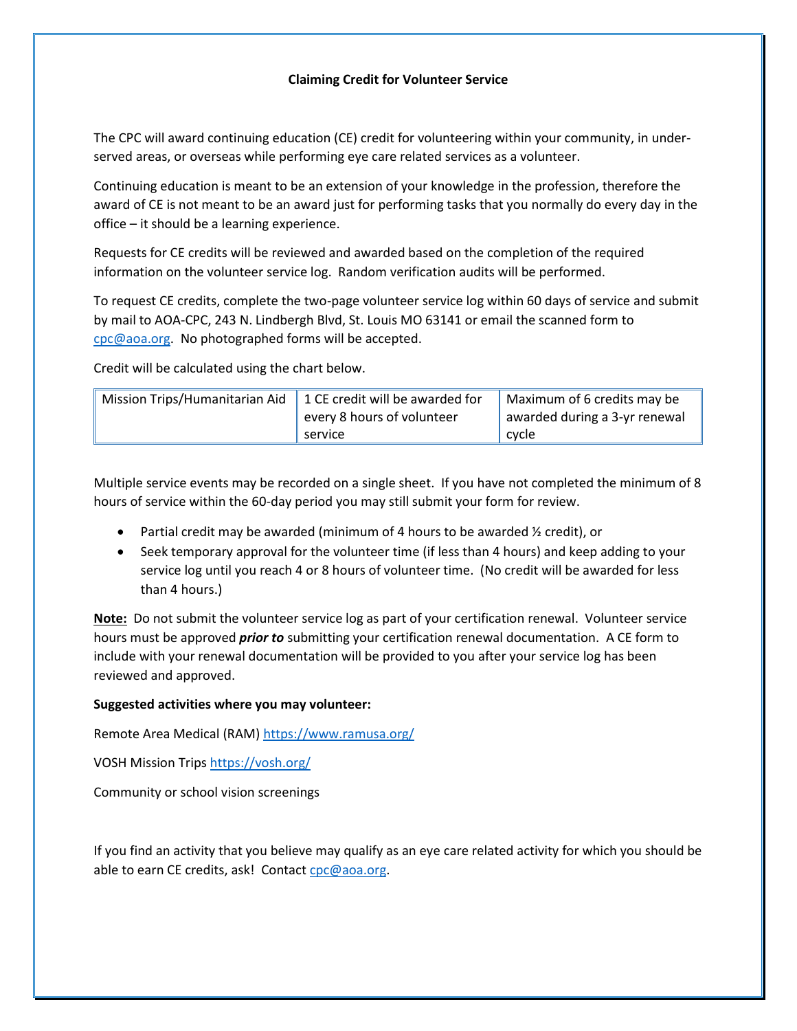**Claiming Credit for Volunteer Service**

The CPC will award continuing education (CE) credit for volunteering within your community, in under-served areas, or overseas while performing eye care related services as a volunteer.

Continuing education is meant to be an extension of your knowledge in the profession, therefore the award of CE is not meant to be an award just for performing tasks that you normally do every day in the office – it should be a learning experience.

Requests for CE credits will be reviewed and awarded based on the completion of the required information on the volunteer service log. Random verification audits will be performed.

To request CE credits, complete the two-page volunteer service log within 60 days of service and submit by mail to AOA-CPC, 243 N. Lindbergh Blvd, St. Louis MO 63141 or email the scanned form to cpc@aoa.org. No photographed forms will be accepted.

Credit will be calculated using the chart below.

| Mission Trips/Humanitarian Aid | 1 CE credit will be awarded for every 8 hours of volunteer service | Maximum of 6 credits may be awarded during a 3-yr renewal cycle |
|---|---|---|

Multiple service events may be recorded on a single sheet. If you have not completed the minimum of 8 hours of service within the 60-day period you may still submit your form for review.

- Partial credit may be awarded (minimum of 4 hours to be awarded ½ credit), or
- Seek temporary approval for the volunteer time (if less than 4 hours) and keep adding to your service log until you reach 4 or 8 hours of volunteer time. (No credit will be awarded for less than 4 hours.)

**Note:** Do not submit the volunteer service log as part of your certification renewal. Volunteer service hours must be approved ***prior to*** submitting your certification renewal documentation. A CE form to include with your renewal documentation will be provided to you after your service log has been reviewed and approved.

**Suggested activities where you may volunteer:**

Remote Area Medical (RAM) https://www.ramusa.org/

VOSH Mission Trips https://vosh.org/

Community or school vision screenings

If you find an activity that you believe may qualify as an eye care related activity for which you should be able to earn CE credits, ask! Contact cpc@aoa.org.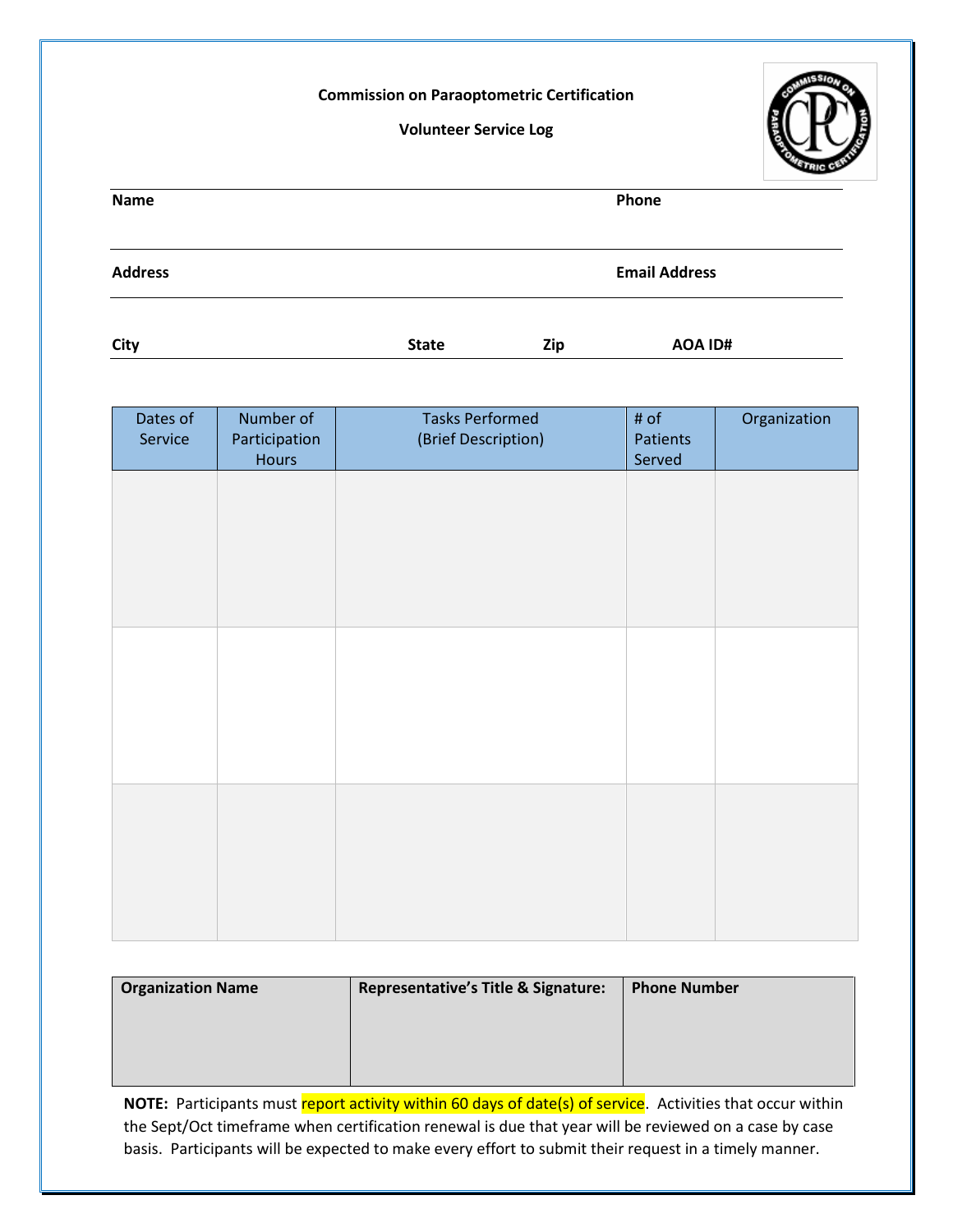**Commission on Paraoptometric Certification**

**Volunteer Service Log**

**Name** | **Phone**

**Address** | **Email Address**

**City** | **State** | **Zip** | **AOA ID#**

| Dates of Service | Number of Participation Hours | Tasks Performed (Brief Description) | # of Patients Served | Organization |
|---|---|---|---|---|
| | | | | |
| | | | | |
| | | | | |

| **Organization Name** | **Representative's Title & Signature:** | **Phone Number** |
|---|---|---|
| | | |

**NOTE:** Participants must report activity within 60 days of date(s) of service. Activities that occur within the Sept/Oct timeframe when certification renewal is due that year will be reviewed on a case by case basis. Participants will be expected to make every effort to submit their request in a timely manner.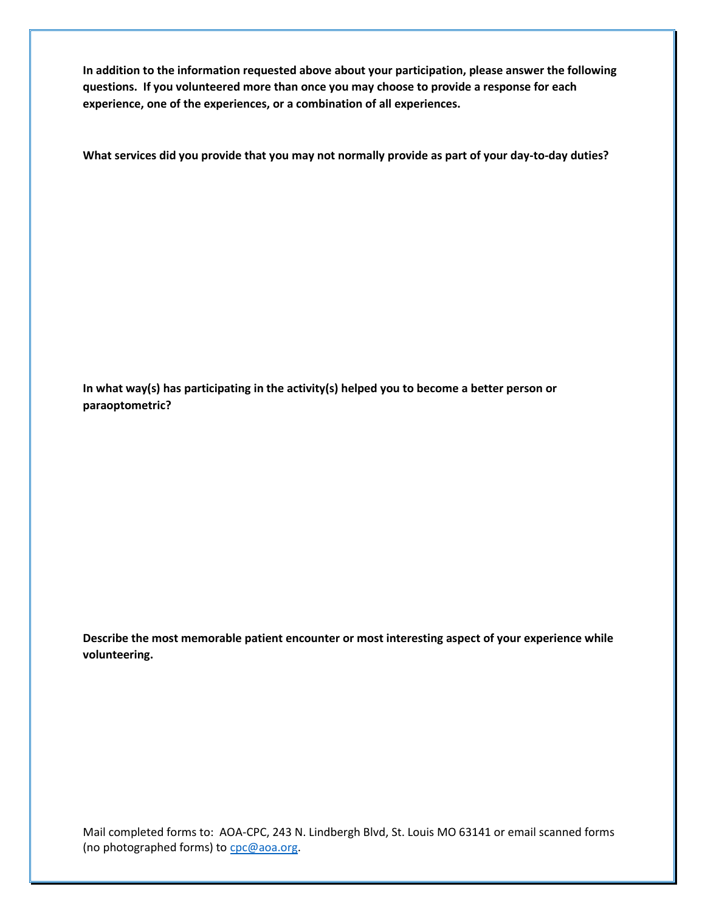**In addition to the information requested above about your participation, please answer the following questions. If you volunteered more than once you may choose to provide a response for each experience, one of the experiences, or a combination of all experiences.**

**What services did you provide that you may not normally provide as part of your day-to-day duties?**

**In what way(s) has participating in the activity(s) helped you to become a better person or paraoptometric?**

**Describe the most memorable patient encounter or most interesting aspect of your experience while volunteering.**

Mail completed forms to: AOA-CPC, 243 N. Lindbergh Blvd, St. Louis MO 63141 or email scanned forms (no photographed forms) to [cpc@aoa.org](mailto:cpc@aoa.org).